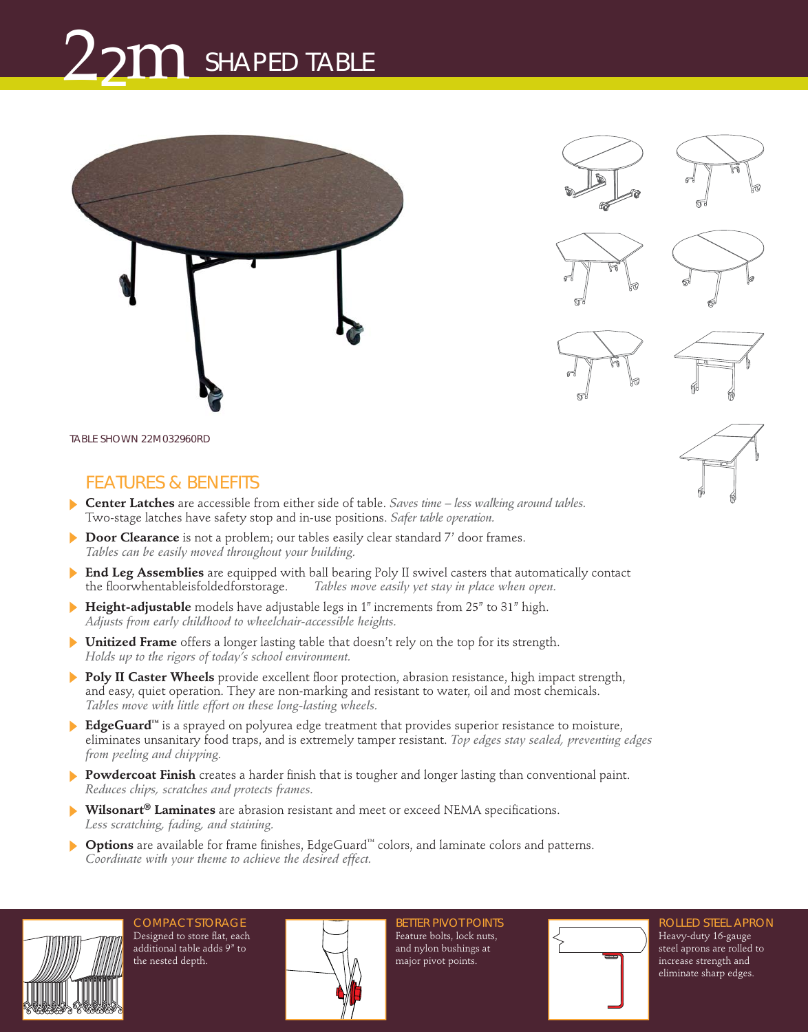# 22m SHAPED TABLE

TABLE SHOWN 22M032960RD

## FEATURES & BENEFITS

- **Center Latches** are accessible from either side of table. *Saves time – less walking around tables.* Two-stage latches have safety stop and in-use positions. *Safer table operation.*
- **Door Clearance** is not a problem; our tables easily clear standard 7' door frames. *Tables can be easily moved throughout your building.*
- **End Leg Assemblies** are equipped with ball bearing Poly II swivel casters that automatically contact the floor when table is folded for storage. *Tables move easily yet stay in place when open.*
- **Height-adjustable** models have adjustable legs in 1" increments from 25" to 31" high. *Adjusts from early childhood to wheelchair-accessible heights.*
- **Unitized Frame** offers a longer lasting table that doesn't rely on the top for its strength. *Holds up to the rigors of today's school environment.*
- **Poly II Caster Wheels** provide excellent floor protection, abrasion resistance, high impact strength, and easy, quiet operation. They are non-marking and resistant to water, oil and most chemicals. *Tables move with little effort on these long-lasting wheels.*
- **EdgeGuard™** is a sprayed on polyurea edge treatment that provides superior resistance to moisture, eliminates unsanitary food traps, and is extremely tamper resistant. *Top edges stay sealed, preventing edges from peeling and chipping.*
- **Powdercoat Finish** creates a harder finish that is tougher and longer lasting than conventional paint. *Reduces chips, scratches and protects frames.*
- **Wilsonart® Laminates** are abrasion resistant and meet or exceed NEMA specifications. *Less scratching, fading, and staining.*
- **Options** are available for frame finishes, EdgeGuard™ colors, and laminate colors and patterns. *Coordinate with your theme to achieve the desired effect.*

### COMPACT STORAGE
Designed to store flat, each additional table adds 9" to the nested depth.

### BETTER PIVOT POINTS
Feature bolts, lock nuts, and nylon bushings at major pivot points.

### ROLLED STEEL APRON
Heavy-duty 16-gauge steel aprons are rolled to increase strength and eliminate sharp edges.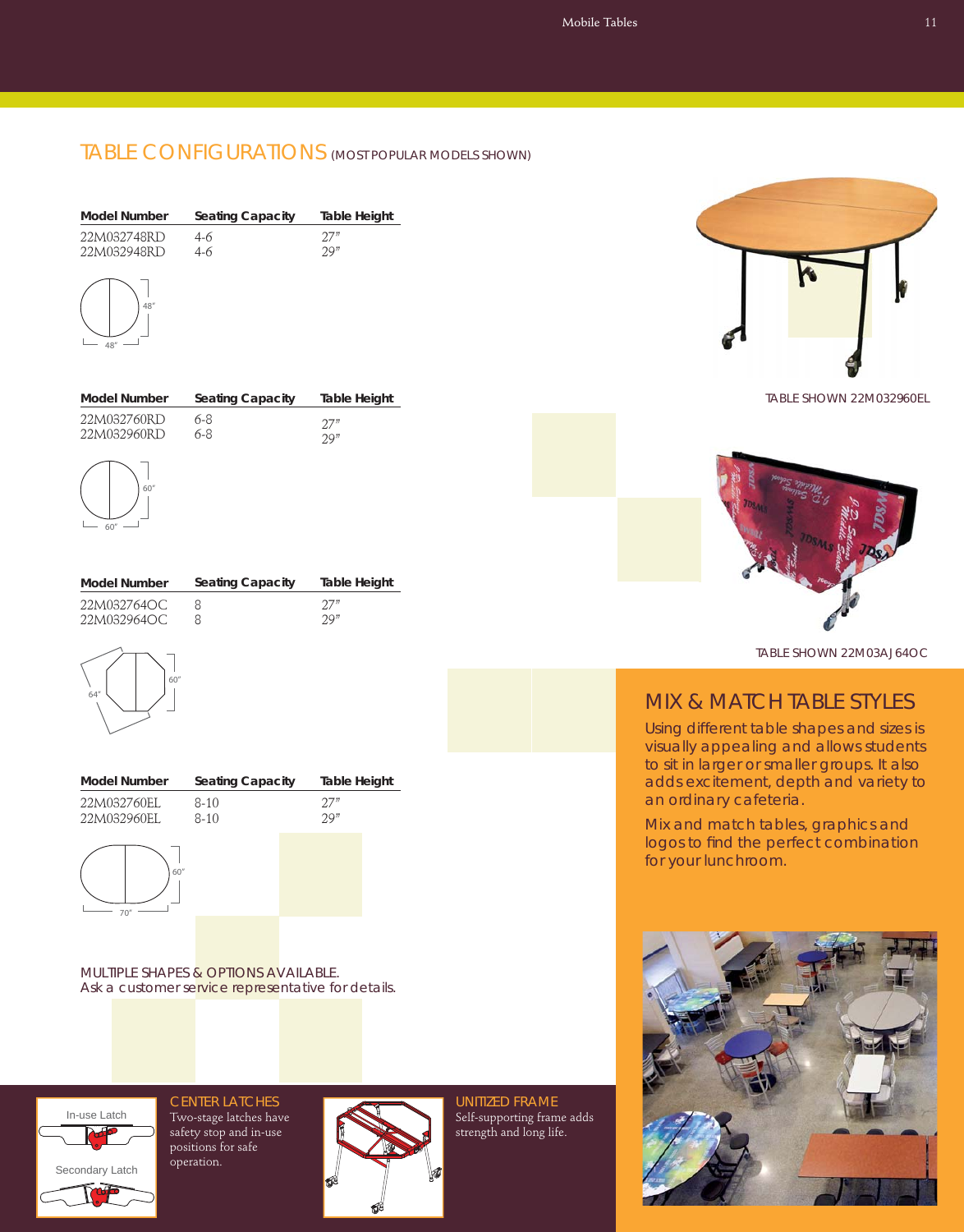## TABLE CONFIGURATIONS (MOST POPULAR MODELS SHOWN)

| Model Number | Seating Capacity | Table Height |
|---|---|---|
| 22M032748RD | 4-6 | 27" |
| 22M032948RD | 4-6 | 29" |

48"
48"

| Model Number | Seating Capacity | Table Height |
|---|---|---|
| 22M032760RD | 6-8 | 27" |
| 22M032960RD | 6-8 | 29" |

60"
60"

| Model Number | Seating Capacity | Table Height |
|---|---|---|
| 22M032764OC | 8 | 27" |
| 22M032964OC | 8 | 29" |

64"
60"

| Model Number | Seating Capacity | Table Height |
|---|---|---|
| 22M032760EL | 8-10 | 27" |
| 22M032960EL | 8-10 | 29" |

60"
70"

MULTIPLE SHAPES & OPTIONS AVAILABLE.
Ask a customer service representative for details.

TABLE SHOWN 22M032960EL

TABLE SHOWN 22M03AJ64OC

## MIX & MATCH TABLE STYLES

Using different table shapes and sizes is visually appealing and allows students to sit in larger or smaller groups. It also adds excitement, depth and variety to an ordinary cafeteria.

Mix and match tables, graphics and logos to find the perfect combination for your lunchroom.

In-use Latch

Secondary Latch

### CENTER LATCHES

Two-stage latches have safety stop and in-use positions for safe operation.

### UNITIZED FRAME

Self-supporting frame adds strength and long life.